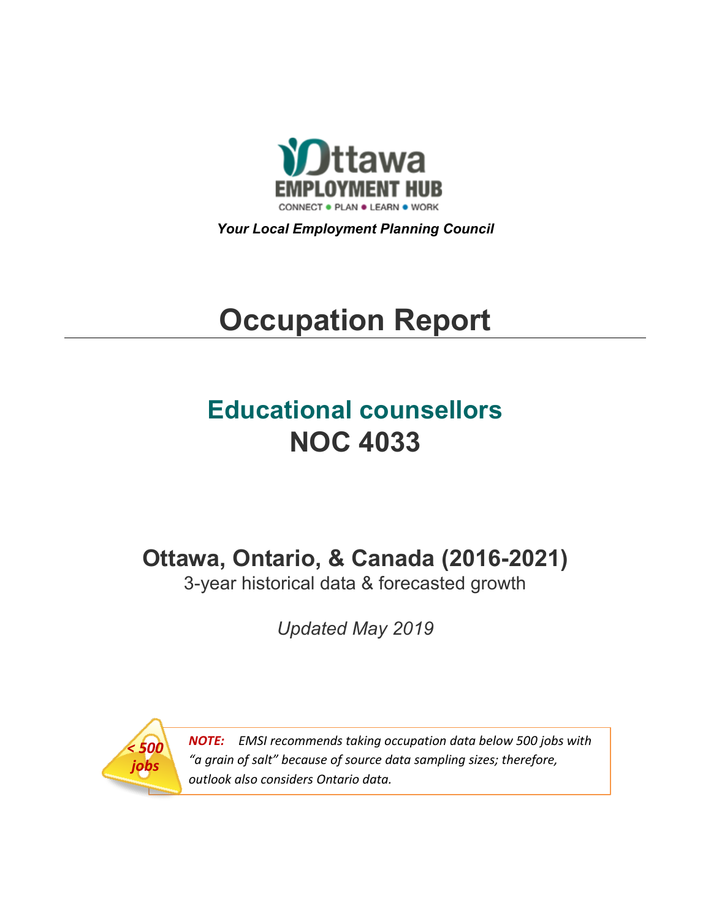Ottawa EMPLOYMENT HUB

CONNECT • PLAN • LEARN • WORK

***Your Local Employment Planning Council***

# Occupation Report

## Educational counsellors
## NOC 4033

## Ottawa, Ontario, & Canada (2016-2021)

3-year historical data & forecasted growth

*Updated May 2019*

*< 500 jobs*

***NOTE:*** *EMSI recommends taking occupation data below 500 jobs with "a grain of salt" because of source data sampling sizes; therefore, outlook also considers Ontario data.*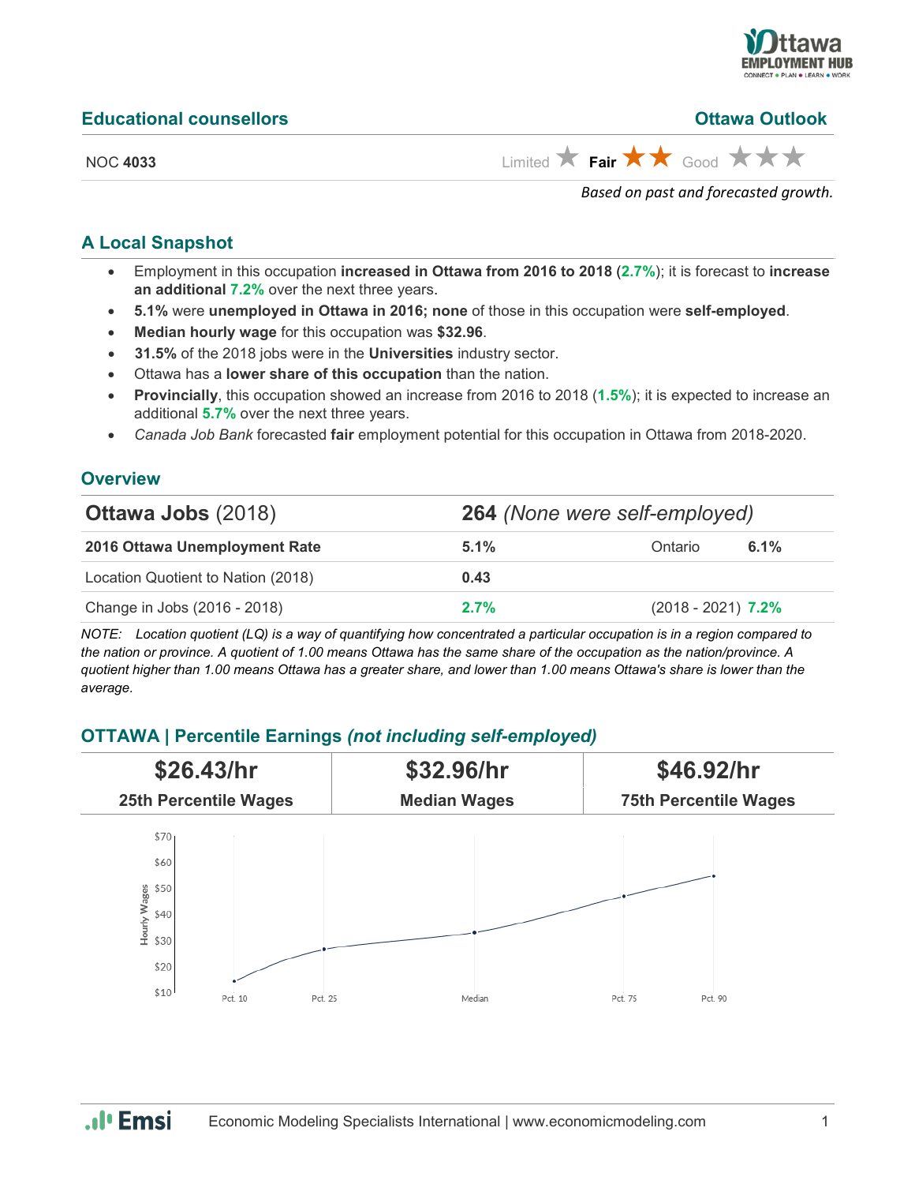## Educational counsellors

**Ottawa Outlook**

NOC **4033**

Limited ★ **Fair ★★** Good ★★★

*Based on past and forecasted growth.*

## A Local Snapshot

- Employment in this occupation **increased in Ottawa from 2016 to 2018** (**2.7%**); it is forecast to **increase an additional 7.2%** over the next three years.
- **5.1%** were **unemployed in Ottawa in 2016; none** of those in this occupation were **self-employed**.
- **Median hourly wage** for this occupation was **$32.96**.
- **31.5%** of the 2018 jobs were in the **Universities** industry sector.
- Ottawa has a **lower share of this occupation** than the nation.
- **Provincially**, this occupation showed an increase from 2016 to 2018 (**1.5%**); it is expected to increase an additional **5.7%** over the next three years.
- *Canada Job Bank* forecasted **fair** employment potential for this occupation in Ottawa from 2018-2020.

## Overview

| **Ottawa Jobs** (2018) | **264** *(None were self-employed)* | | |
|---|---|---|---|
| **2016 Ottawa Unemployment Rate** | **5.1%** | Ontario | **6.1%** |
| Location Quotient to Nation (2018) | **0.43** | | |
| Change in Jobs (2016 - 2018) | **2.7%** | (2018 - 2021) | **7.2%** |

*NOTE: Location quotient (LQ) is a way of quantifying how concentrated a particular occupation is in a region compared to the nation or province. A quotient of 1.00 means Ottawa has the same share of the occupation as the nation/province. A quotient higher than 1.00 means Ottawa has a greater share, and lower than 1.00 means Ottawa's share is lower than the average.*

## OTTAWA | Percentile Earnings *(not including self-employed)*

| **$26.43/hr** | **$32.96/hr** | **$46.92/hr** |
|---|---|---|
| **25th Percentile Wages** | **Median Wages** | **75th Percentile Wages** |

Hourly Wages: Pct. 10, Pct. 25, Median, Pct. 75, Pct. 90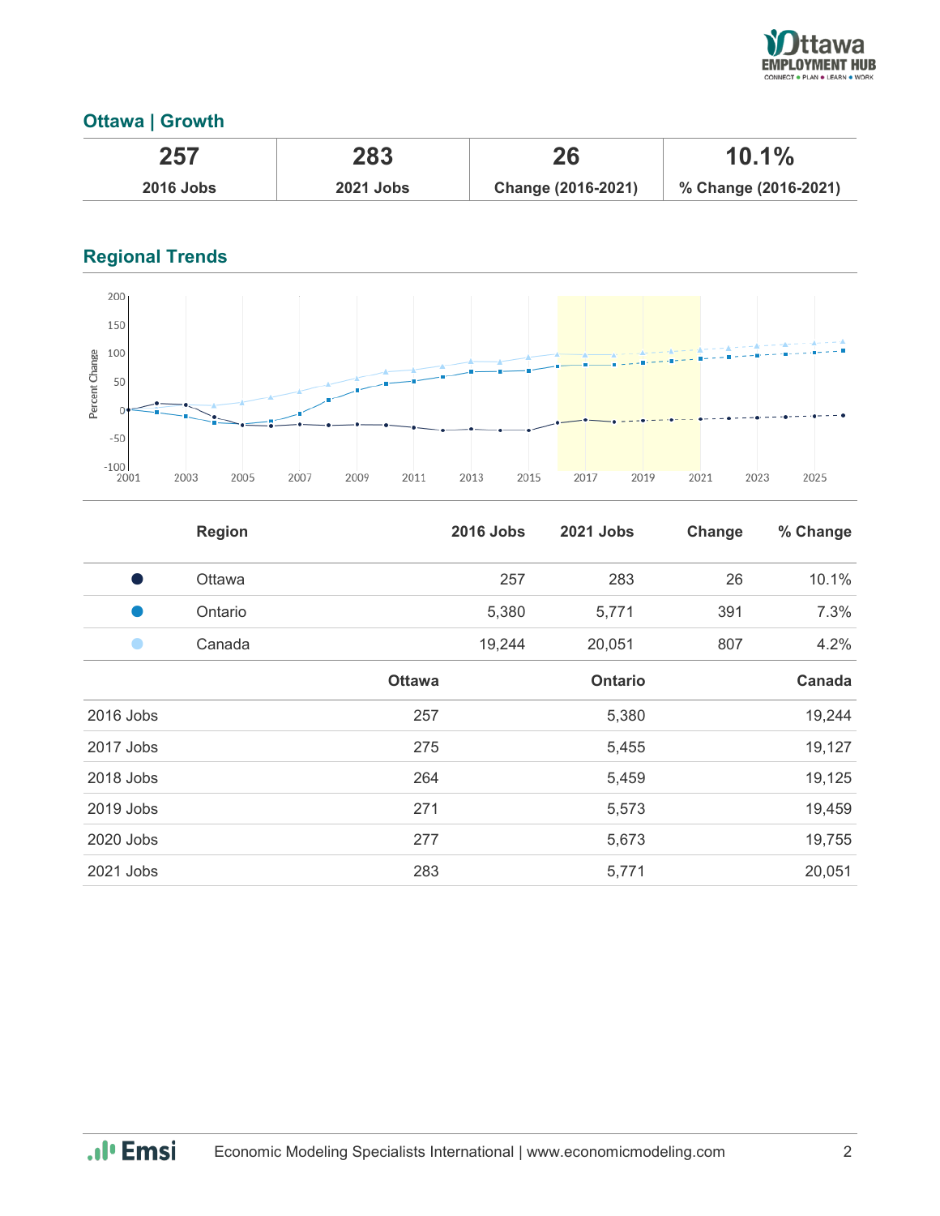## Ottawa | Growth

| 257 | 283 | 26 | 10.1% |
|---|---|---|---|
| 2016 Jobs | 2021 Jobs | Change (2016-2021) | % Change (2016-2021) |

## Regional Trends

| | Region | 2016 Jobs | 2021 Jobs | Change | % Change |
|---|---|---|---|---|---|
| ● | Ottawa | 257 | 283 | 26 | 10.1% |
| ● | Ontario | 5,380 | 5,771 | 391 | 7.3% |
| ● | Canada | 19,244 | 20,051 | 807 | 4.2% |

| | Ottawa | Ontario | Canada |
|---|---|---|---|
| 2016 Jobs | 257 | 5,380 | 19,244 |
| 2017 Jobs | 275 | 5,455 | 19,127 |
| 2018 Jobs | 264 | 5,459 | 19,125 |
| 2019 Jobs | 271 | 5,573 | 19,459 |
| 2020 Jobs | 277 | 5,673 | 19,755 |
| 2021 Jobs | 283 | 5,771 | 20,051 |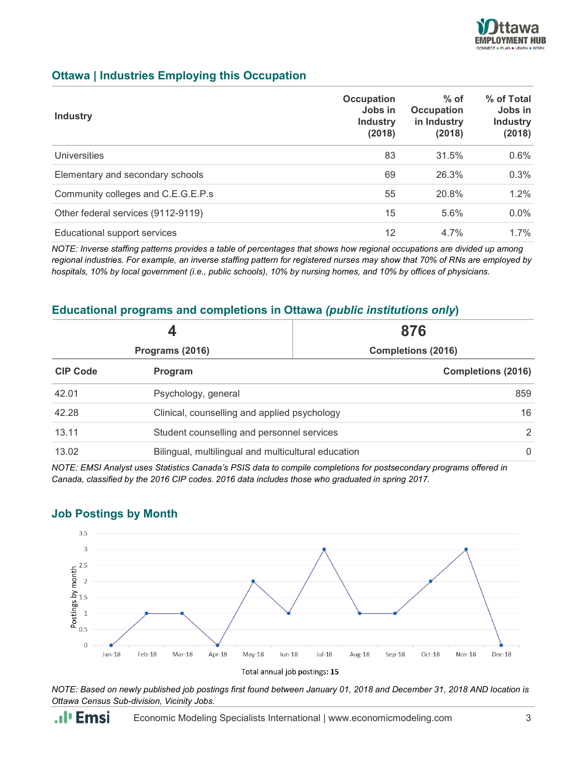## Ottawa | Industries Employing this Occupation

| Industry | Occupation Jobs in Industry (2018) | % of Occupation in Industry (2018) | % of Total Jobs in Industry (2018) |
|---|---|---|---|
| Universities | 83 | 31.5% | 0.6% |
| Elementary and secondary schools | 69 | 26.3% | 0.3% |
| Community colleges and C.E.G.E.P.s | 55 | 20.8% | 1.2% |
| Other federal services (9112-9119) | 15 | 5.6% | 0.0% |
| Educational support services | 12 | 4.7% | 1.7% |

*NOTE: Inverse staffing patterns provides a table of percentages that shows how regional occupations are divided up among regional industries. For example, an inverse staffing pattern for registered nurses may show that 70% of RNs are employed by hospitals, 10% by local government (i.e., public schools), 10% by nursing homes, and 10% by offices of physicians.*

## Educational programs and completions in Ottawa *(public institutions only)*

| 4 | 876 |
|---|---|
| Programs (2016) | Completions (2016) |

| CIP Code | Program | Completions (2016) |
|---|---|---|
| 42.01 | Psychology, general | 859 |
| 42.28 | Clinical, counselling and applied psychology | 16 |
| 13.11 | Student counselling and personnel services | 2 |
| 13.02 | Bilingual, multilingual and multicultural education | 0 |

*NOTE: EMSI Analyst uses Statistics Canada's PSIS data to compile completions for postsecondary programs offered in Canada, classified by the 2016 CIP codes. 2016 data includes those who graduated in spring 2017.*

## Job Postings by Month

| Month | Postings by month |
|---|---|
| Jan-18 | 0 |
| Feb-18 | 1 |
| Mar-18 | 1 |
| Apr-18 | 0 |
| May-18 | 2 |
| Jun-18 | 1 |
| Jul-18 | 3 |
| Aug-18 | 1 |
| Sep-18 | 1 |
| Oct-18 | 2 |
| Nov-18 | 3 |
| Dec-18 | 0 |

Total annual job postings: **15**

*NOTE: Based on newly published job postings first found between January 01, 2018 and December 31, 2018 AND location is Ottawa Census Sub-division, Vicinity Jobs.*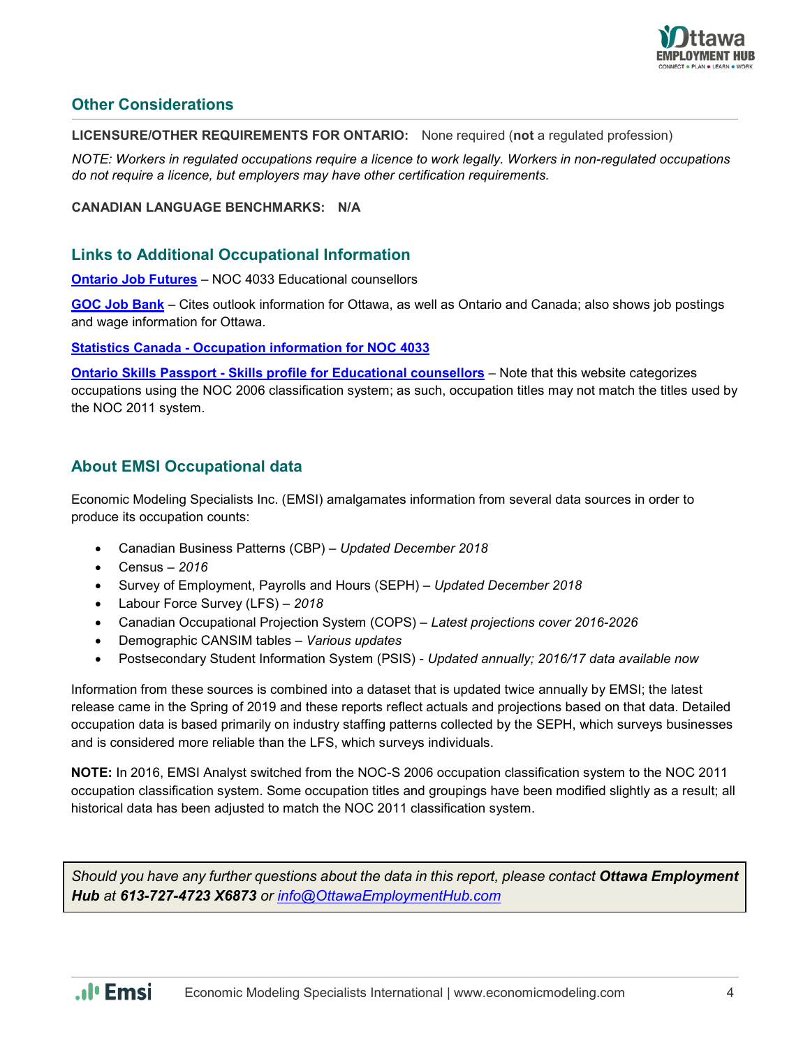## Other Considerations

**LICENSURE/OTHER REQUIREMENTS FOR ONTARIO:** None required (**not** a regulated profession)

*NOTE: Workers in regulated occupations require a licence to work legally. Workers in non-regulated occupations do not require a licence, but employers may have other certification requirements.*

**CANADIAN LANGUAGE BENCHMARKS: N/A**

## Links to Additional Occupational Information

**Ontario Job Futures** – NOC 4033 Educational counsellors

**GOC Job Bank** – Cites outlook information for Ottawa, as well as Ontario and Canada; also shows job postings and wage information for Ottawa.

**Statistics Canada - Occupation information for NOC 4033**

**Ontario Skills Passport - Skills profile for Educational counsellors** – Note that this website categorizes occupations using the NOC 2006 classification system; as such, occupation titles may not match the titles used by the NOC 2011 system.

## About EMSI Occupational data

Economic Modeling Specialists Inc. (EMSI) amalgamates information from several data sources in order to produce its occupation counts:

- Canadian Business Patterns (CBP) – *Updated December 2018*
- Census – *2016*
- Survey of Employment, Payrolls and Hours (SEPH) – *Updated December 2018*
- Labour Force Survey (LFS) – *2018*
- Canadian Occupational Projection System (COPS) – *Latest projections cover 2016-2026*
- Demographic CANSIM tables – *Various updates*
- Postsecondary Student Information System (PSIS) - *Updated annually; 2016/17 data available now*

Information from these sources is combined into a dataset that is updated twice annually by EMSI; the latest release came in the Spring of 2019 and these reports reflect actuals and projections based on that data. Detailed occupation data is based primarily on industry staffing patterns collected by the SEPH, which surveys businesses and is considered more reliable than the LFS, which surveys individuals.

**NOTE:** In 2016, EMSI Analyst switched from the NOC-S 2006 occupation classification system to the NOC 2011 occupation classification system. Some occupation titles and groupings have been modified slightly as a result; all historical data has been adjusted to match the NOC 2011 classification system.

*Should you have any further questions about the data in this report, please contact **Ottawa Employment Hub** at **613-727-4723 X6873** or info@OttawaEmploymentHub.com*